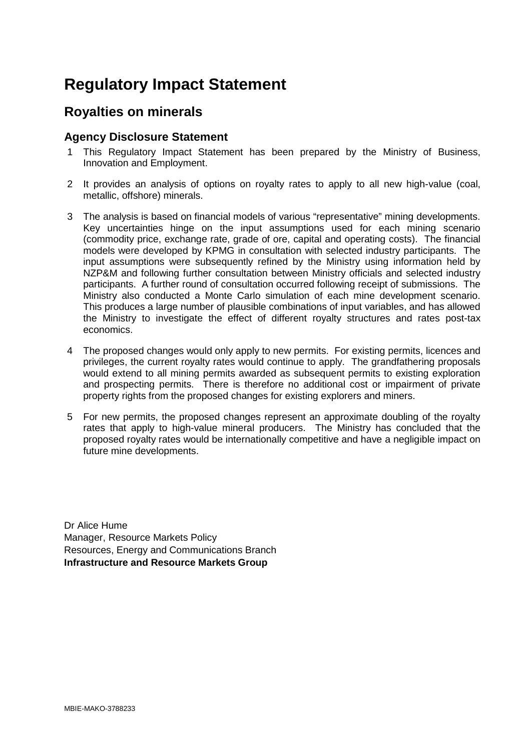# Regulatory Impact Statement

## Royalties on minerals

### Agency Disclosure Statement

1. This Regulatory Impact Statement has been prepared by the Ministry of Business, Innovation and Employment.

2. It provides an analysis of options on royalty rates to apply to all new high-value (coal, metallic, offshore) minerals.

3. The analysis is based on financial models of various "representative" mining developments. Key uncertainties hinge on the input assumptions used for each mining scenario (commodity price, exchange rate, grade of ore, capital and operating costs). The financial models were developed by KPMG in consultation with selected industry participants. The input assumptions were subsequently refined by the Ministry using information held by NZP&M and following further consultation between Ministry officials and selected industry participants. A further round of consultation occurred following receipt of submissions. The Ministry also conducted a Monte Carlo simulation of each mine development scenario. This produces a large number of plausible combinations of input variables, and has allowed the Ministry to investigate the effect of different royalty structures and rates post-tax economics.

4. The proposed changes would only apply to new permits. For existing permits, licences and privileges, the current royalty rates would continue to apply. The grandfathering proposals would extend to all mining permits awarded as subsequent permits to existing exploration and prospecting permits. There is therefore no additional cost or impairment of private property rights from the proposed changes for existing explorers and miners.

5. For new permits, the proposed changes represent an approximate doubling of the royalty rates that apply to high-value mineral producers. The Ministry has concluded that the proposed royalty rates would be internationally competitive and have a negligible impact on future mine developments.

Dr Alice Hume
Manager, Resource Markets Policy
Resources, Energy and Communications Branch
**Infrastructure and Resource Markets Group**

MBIE-MAKO-3788233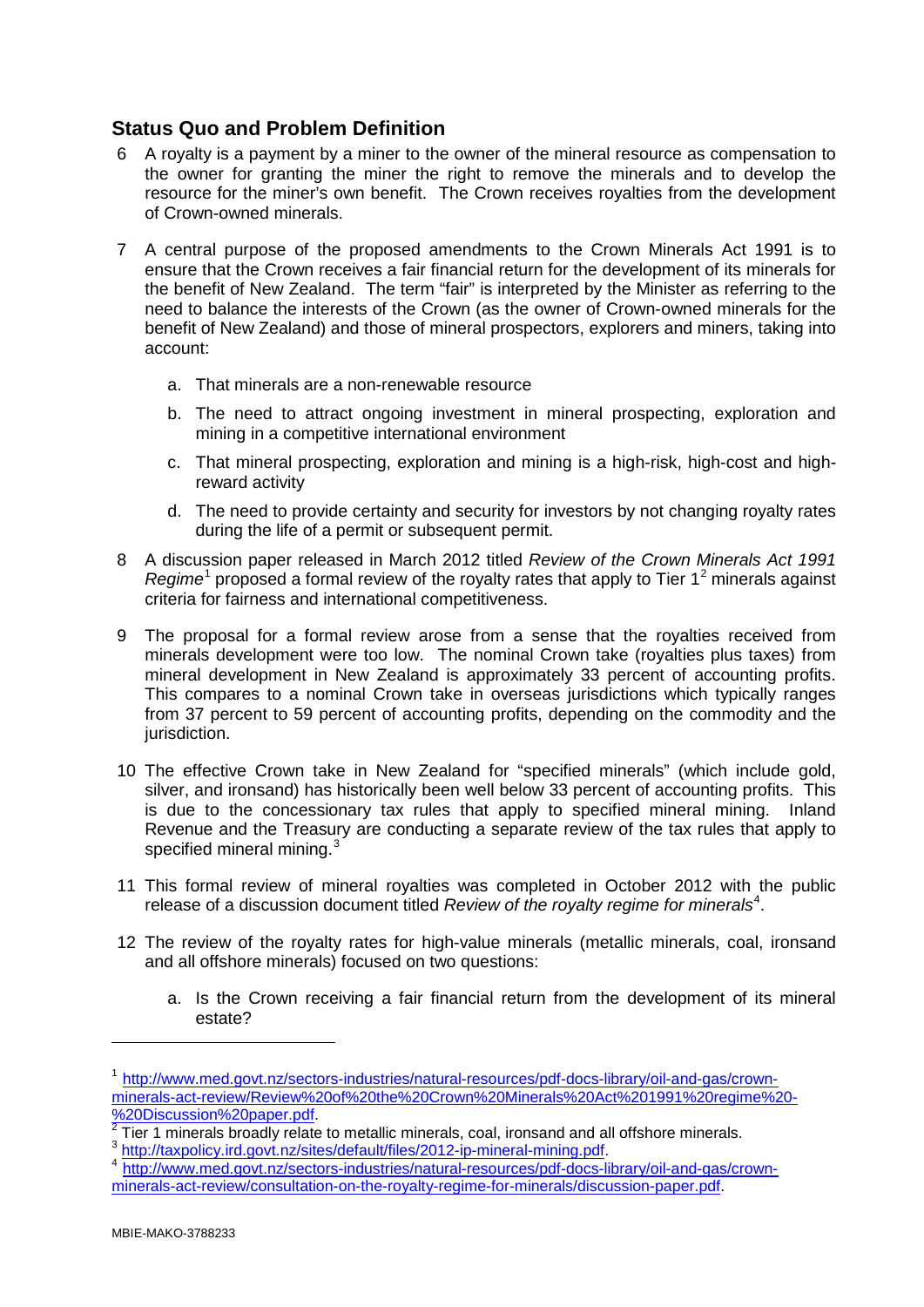## Status Quo and Problem Definition

6 A royalty is a payment by a miner to the owner of the mineral resource as compensation to the owner for granting the miner the right to remove the minerals and to develop the resource for the miner's own benefit. The Crown receives royalties from the development of Crown-owned minerals.

7 A central purpose of the proposed amendments to the Crown Minerals Act 1991 is to ensure that the Crown receives a fair financial return for the development of its minerals for the benefit of New Zealand. The term "fair" is interpreted by the Minister as referring to the need to balance the interests of the Crown (as the owner of Crown-owned minerals for the benefit of New Zealand) and those of mineral prospectors, explorers and miners, taking into account:

   a. That minerals are a non-renewable resource

   b. The need to attract ongoing investment in mineral prospecting, exploration and mining in a competitive international environment

   c. That mineral prospecting, exploration and mining is a high-risk, high-cost and high-reward activity

   d. The need to provide certainty and security for investors by not changing royalty rates during the life of a permit or subsequent permit.

8 A discussion paper released in March 2012 titled *Review of the Crown Minerals Act 1991 Regime*[1] proposed a formal review of the royalty rates that apply to Tier 1[2] minerals against criteria for fairness and international competitiveness.

9 The proposal for a formal review arose from a sense that the royalties received from minerals development were too low. The nominal Crown take (royalties plus taxes) from mineral development in New Zealand is approximately 33 percent of accounting profits. This compares to a nominal Crown take in overseas jurisdictions which typically ranges from 37 percent to 59 percent of accounting profits, depending on the commodity and the jurisdiction.

10 The effective Crown take in New Zealand for "specified minerals" (which include gold, silver, and ironsand) has historically been well below 33 percent of accounting profits. This is due to the concessionary tax rules that apply to specified mineral mining. Inland Revenue and the Treasury are conducting a separate review of the tax rules that apply to specified mineral mining.[3]

11 This formal review of mineral royalties was completed in October 2012 with the public release of a discussion document titled *Review of the royalty regime for minerals*[4].

12 The review of the royalty rates for high-value minerals (metallic minerals, coal, ironsand and all offshore minerals) focused on two questions:

   a. Is the Crown receiving a fair financial return from the development of its mineral estate?

---

[1] http://www.med.govt.nz/sectors-industries/natural-resources/pdf-docs-library/oil-and-gas/crown-minerals-act-review/Review%20of%20the%20Crown%20Minerals%20Act%201991%20regime%20-%20Discussion%20paper.pdf.

[2] Tier 1 minerals broadly relate to metallic minerals, coal, ironsand and all offshore minerals.

[3] http://taxpolicy.ird.govt.nz/sites/default/files/2012-ip-mineral-mining.pdf.

[4] http://www.med.govt.nz/sectors-industries/natural-resources/pdf-docs-library/oil-and-gas/crown-minerals-act-review/consultation-on-the-royalty-regime-for-minerals/discussion-paper.pdf.

MBIE-MAKO-3788233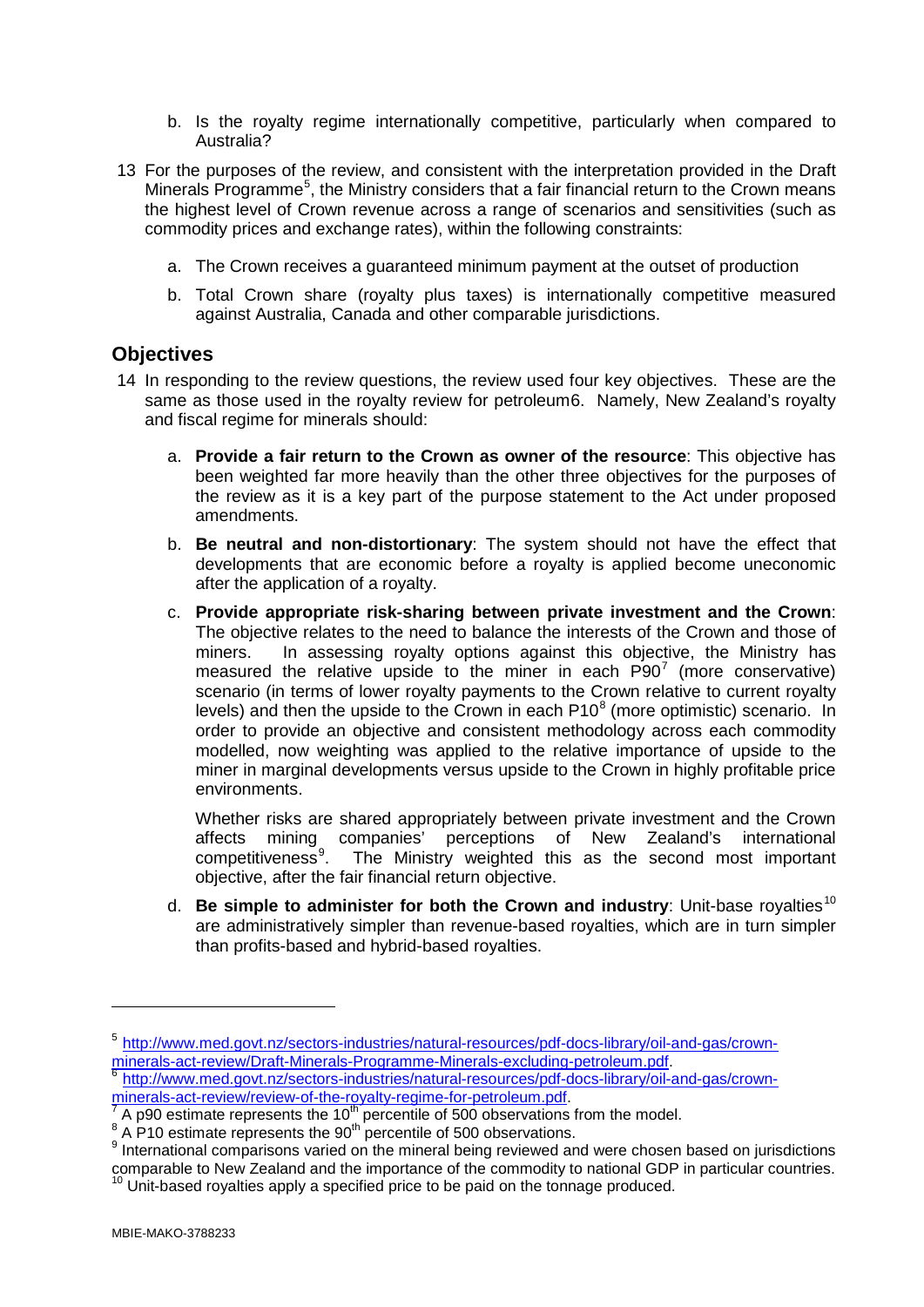b. Is the royalty regime internationally competitive, particularly when compared to Australia?

13 For the purposes of the review, and consistent with the interpretation provided in the Draft Minerals Programme[5], the Ministry considers that a fair financial return to the Crown means the highest level of Crown revenue across a range of scenarios and sensitivities (such as commodity prices and exchange rates), within the following constraints:

a. The Crown receives a guaranteed minimum payment at the outset of production

b. Total Crown share (royalty plus taxes) is internationally competitive measured against Australia, Canada and other comparable jurisdictions.

## Objectives

14 In responding to the review questions, the review used four key objectives. These are the same as those used in the royalty review for petroleum6. Namely, New Zealand's royalty and fiscal regime for minerals should:

a. **Provide a fair return to the Crown as owner of the resource**: This objective has been weighted far more heavily than the other three objectives for the purposes of the review as it is a key part of the purpose statement to the Act under proposed amendments.

b. **Be neutral and non-distortionary**: The system should not have the effect that developments that are economic before a royalty is applied become uneconomic after the application of a royalty.

c. **Provide appropriate risk-sharing between private investment and the Crown**: The objective relates to the need to balance the interests of the Crown and those of miners. In assessing royalty options against this objective, the Ministry has measured the relative upside to the miner in each P90[7] (more conservative) scenario (in terms of lower royalty payments to the Crown relative to current royalty levels) and then the upside to the Crown in each P10[8] (more optimistic) scenario. In order to provide an objective and consistent methodology across each commodity modelled, now weighting was applied to the relative importance of upside to the miner in marginal developments versus upside to the Crown in highly profitable price environments.

   Whether risks are shared appropriately between private investment and the Crown affects mining companies' perceptions of New Zealand's international competitiveness[9]. The Ministry weighted this as the second most important objective, after the fair financial return objective.

d. **Be simple to administer for both the Crown and industry**: Unit-base royalties[10] are administratively simpler than revenue-based royalties, which are in turn simpler than profits-based and hybrid-based royalties.

---

[5] http://www.med.govt.nz/sectors-industries/natural-resources/pdf-docs-library/oil-and-gas/crown-minerals-act-review/Draft-Minerals-Programme-Minerals-excluding-petroleum.pdf.

[6] http://www.med.govt.nz/sectors-industries/natural-resources/pdf-docs-library/oil-and-gas/crown-minerals-act-review/review-of-the-royalty-regime-for-petroleum.pdf.

[7] A p90 estimate represents the 10th percentile of 500 observations from the model.

[8] A P10 estimate represents the 90th percentile of 500 observations.

[9] International comparisons varied on the mineral being reviewed and were chosen based on jurisdictions comparable to New Zealand and the importance of the commodity to national GDP in particular countries.

[10] Unit-based royalties apply a specified price to be paid on the tonnage produced.

MBIE-MAKO-3788233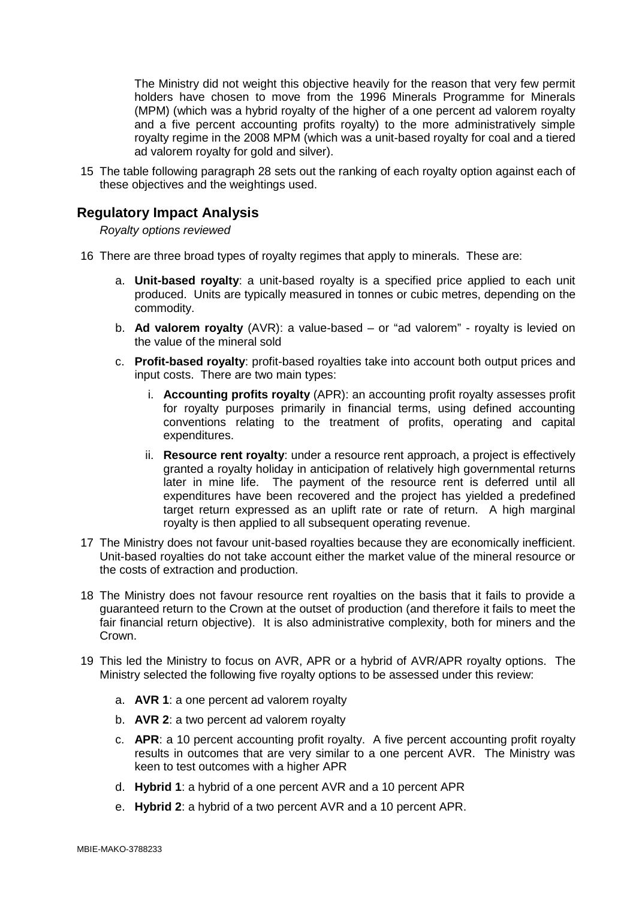The Ministry did not weight this objective heavily for the reason that very few permit holders have chosen to move from the 1996 Minerals Programme for Minerals (MPM) (which was a hybrid royalty of the higher of a one percent ad valorem royalty and a five percent accounting profits royalty) to the more administratively simple royalty regime in the 2008 MPM (which was a unit-based royalty for coal and a tiered ad valorem royalty for gold and silver).

15 The table following paragraph 28 sets out the ranking of each royalty option against each of these objectives and the weightings used.

## Regulatory Impact Analysis

*Royalty options reviewed*

16 There are three broad types of royalty regimes that apply to minerals. These are:

a. **Unit-based royalty**: a unit-based royalty is a specified price applied to each unit produced. Units are typically measured in tonnes or cubic metres, depending on the commodity.

b. **Ad valorem royalty** (AVR): a value-based – or "ad valorem" - royalty is levied on the value of the mineral sold

c. **Profit-based royalty**: profit-based royalties take into account both output prices and input costs. There are two main types:

   i. **Accounting profits royalty** (APR): an accounting profit royalty assesses profit for royalty purposes primarily in financial terms, using defined accounting conventions relating to the treatment of profits, operating and capital expenditures.

   ii. **Resource rent royalty**: under a resource rent approach, a project is effectively granted a royalty holiday in anticipation of relatively high governmental returns later in mine life. The payment of the resource rent is deferred until all expenditures have been recovered and the project has yielded a predefined target return expressed as an uplift rate or rate of return. A high marginal royalty is then applied to all subsequent operating revenue.

17 The Ministry does not favour unit-based royalties because they are economically inefficient. Unit-based royalties do not take account either the market value of the mineral resource or the costs of extraction and production.

18 The Ministry does not favour resource rent royalties on the basis that it fails to provide a guaranteed return to the Crown at the outset of production (and therefore it fails to meet the fair financial return objective). It is also administrative complexity, both for miners and the Crown.

19 This led the Ministry to focus on AVR, APR or a hybrid of AVR/APR royalty options. The Ministry selected the following five royalty options to be assessed under this review:

a. **AVR 1**: a one percent ad valorem royalty

b. **AVR 2**: a two percent ad valorem royalty

c. **APR**: a 10 percent accounting profit royalty. A five percent accounting profit royalty results in outcomes that are very similar to a one percent AVR. The Ministry was keen to test outcomes with a higher APR

d. **Hybrid 1**: a hybrid of a one percent AVR and a 10 percent APR

e. **Hybrid 2**: a hybrid of a two percent AVR and a 10 percent APR.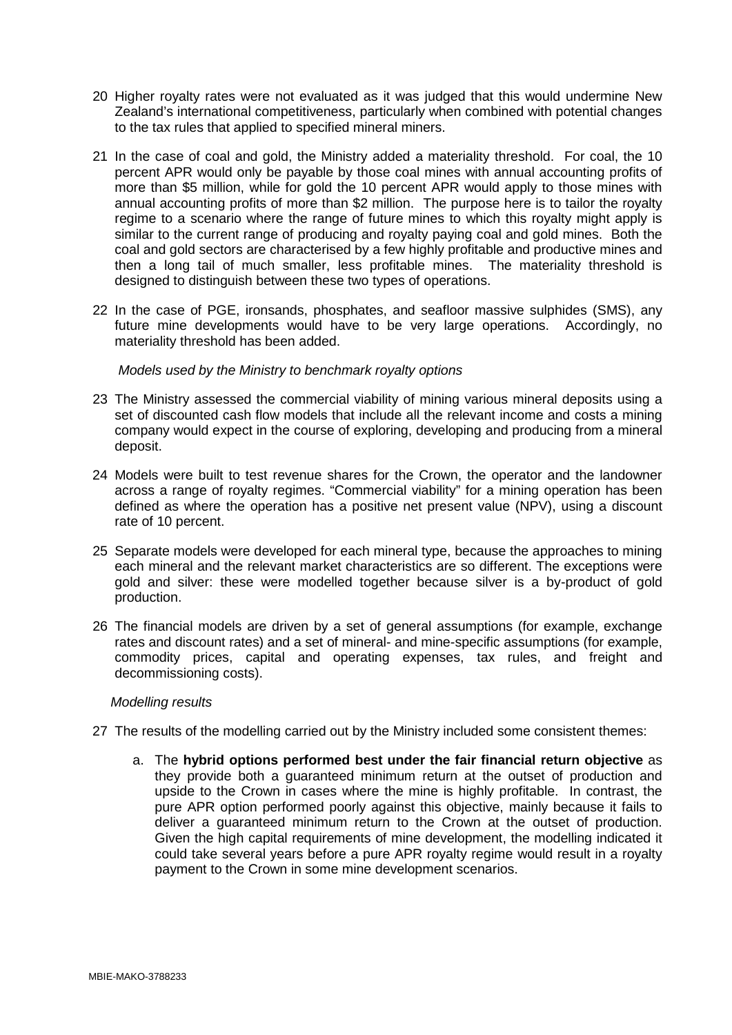20 Higher royalty rates were not evaluated as it was judged that this would undermine New Zealand's international competitiveness, particularly when combined with potential changes to the tax rules that applied to specified mineral miners.

21 In the case of coal and gold, the Ministry added a materiality threshold. For coal, the 10 percent APR would only be payable by those coal mines with annual accounting profits of more than $5 million, while for gold the 10 percent APR would apply to those mines with annual accounting profits of more than $2 million. The purpose here is to tailor the royalty regime to a scenario where the range of future mines to which this royalty might apply is similar to the current range of producing and royalty paying coal and gold mines. Both the coal and gold sectors are characterised by a few highly profitable and productive mines and then a long tail of much smaller, less profitable mines. The materiality threshold is designed to distinguish between these two types of operations.

22 In the case of PGE, ironsands, phosphates, and seafloor massive sulphides (SMS), any future mine developments would have to be very large operations. Accordingly, no materiality threshold has been added.

*Models used by the Ministry to benchmark royalty options*

23 The Ministry assessed the commercial viability of mining various mineral deposits using a set of discounted cash flow models that include all the relevant income and costs a mining company would expect in the course of exploring, developing and producing from a mineral deposit.

24 Models were built to test revenue shares for the Crown, the operator and the landowner across a range of royalty regimes. "Commercial viability" for a mining operation has been defined as where the operation has a positive net present value (NPV), using a discount rate of 10 percent.

25 Separate models were developed for each mineral type, because the approaches to mining each mineral and the relevant market characteristics are so different. The exceptions were gold and silver: these were modelled together because silver is a by-product of gold production.

26 The financial models are driven by a set of general assumptions (for example, exchange rates and discount rates) and a set of mineral- and mine-specific assumptions (for example, commodity prices, capital and operating expenses, tax rules, and freight and decommissioning costs).

*Modelling results*

27 The results of the modelling carried out by the Ministry included some consistent themes:

a. The **hybrid options performed best under the fair financial return objective** as they provide both a guaranteed minimum return at the outset of production and upside to the Crown in cases where the mine is highly profitable. In contrast, the pure APR option performed poorly against this objective, mainly because it fails to deliver a guaranteed minimum return to the Crown at the outset of production. Given the high capital requirements of mine development, the modelling indicated it could take several years before a pure APR royalty regime would result in a royalty payment to the Crown in some mine development scenarios.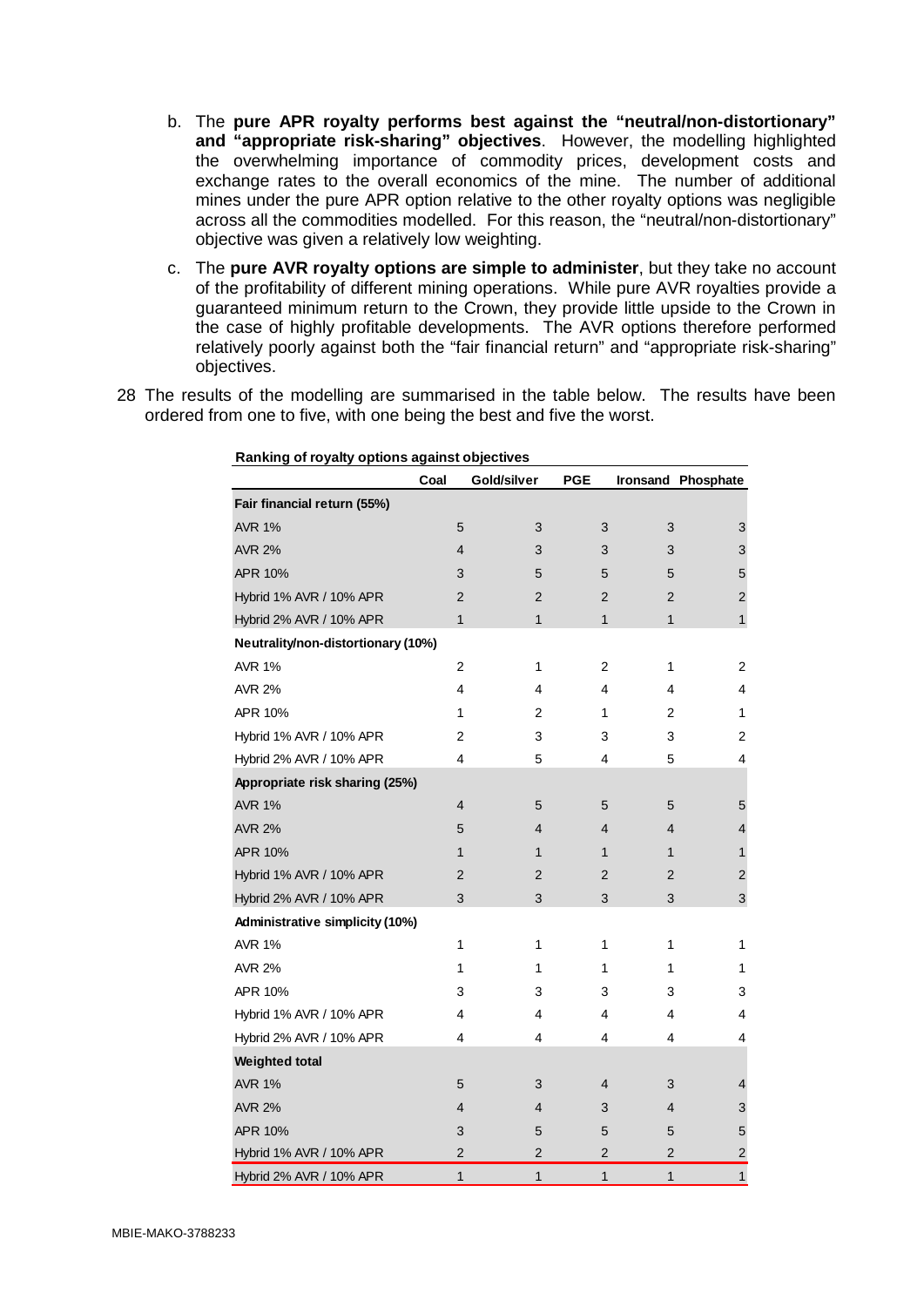b. The **pure APR royalty performs best against the "neutral/non-distortionary" and "appropriate risk-sharing" objectives**. However, the modelling highlighted the overwhelming importance of commodity prices, development costs and exchange rates to the overall economics of the mine. The number of additional mines under the pure APR option relative to the other royalty options was negligible across all the commodities modelled. For this reason, the "neutral/non-distortionary" objective was given a relatively low weighting.

c. The **pure AVR royalty options are simple to administer**, but they take no account of the profitability of different mining operations. While pure AVR royalties provide a guaranteed minimum return to the Crown, they provide little upside to the Crown in the case of highly profitable developments. The AVR options therefore performed relatively poorly against both the "fair financial return" and "appropriate risk-sharing" objectives.

28 The results of the modelling are summarised in the table below. The results have been ordered from one to five, with one being the best and five the worst.

**Ranking of royalty options against objectives**

| | Coal | Gold/silver | PGE | Ironsand | Phosphate |
|---|---|---|---|---|---|
| **Fair financial return (55%)** | | | | | |
| AVR 1% | 5 | 3 | 3 | 3 | 3 |
| AVR 2% | 4 | 3 | 3 | 3 | 3 |
| APR 10% | 3 | 5 | 5 | 5 | 5 |
| Hybrid 1% AVR / 10% APR | 2 | 2 | 2 | 2 | 2 |
| Hybrid 2% AVR / 10% APR | 1 | 1 | 1 | 1 | 1 |
| **Neutrality/non-distortionary (10%)** | | | | | |
| AVR 1% | 2 | 1 | 2 | 1 | 2 |
| AVR 2% | 4 | 4 | 4 | 4 | 4 |
| APR 10% | 1 | 2 | 1 | 2 | 1 |
| Hybrid 1% AVR / 10% APR | 2 | 3 | 3 | 3 | 2 |
| Hybrid 2% AVR / 10% APR | 4 | 5 | 4 | 5 | 4 |
| **Appropriate risk sharing (25%)** | | | | | |
| AVR 1% | 4 | 5 | 5 | 5 | 5 |
| AVR 2% | 5 | 4 | 4 | 4 | 4 |
| APR 10% | 1 | 1 | 1 | 1 | 1 |
| Hybrid 1% AVR / 10% APR | 2 | 2 | 2 | 2 | 2 |
| Hybrid 2% AVR / 10% APR | 3 | 3 | 3 | 3 | 3 |
| **Administrative simplicity (10%)** | | | | | |
| AVR 1% | 1 | 1 | 1 | 1 | 1 |
| AVR 2% | 1 | 1 | 1 | 1 | 1 |
| APR 10% | 3 | 3 | 3 | 3 | 3 |
| Hybrid 1% AVR / 10% APR | 4 | 4 | 4 | 4 | 4 |
| Hybrid 2% AVR / 10% APR | 4 | 4 | 4 | 4 | 4 |
| **Weighted total** | | | | | |
| AVR 1% | 5 | 3 | 4 | 3 | 4 |
| AVR 2% | 4 | 4 | 3 | 4 | 3 |
| APR 10% | 3 | 5 | 5 | 5 | 5 |
| Hybrid 1% AVR / 10% APR | 2 | 2 | 2 | 2 | 2 |
| Hybrid 2% AVR / 10% APR | 1 | 1 | 1 | 1 | 1 |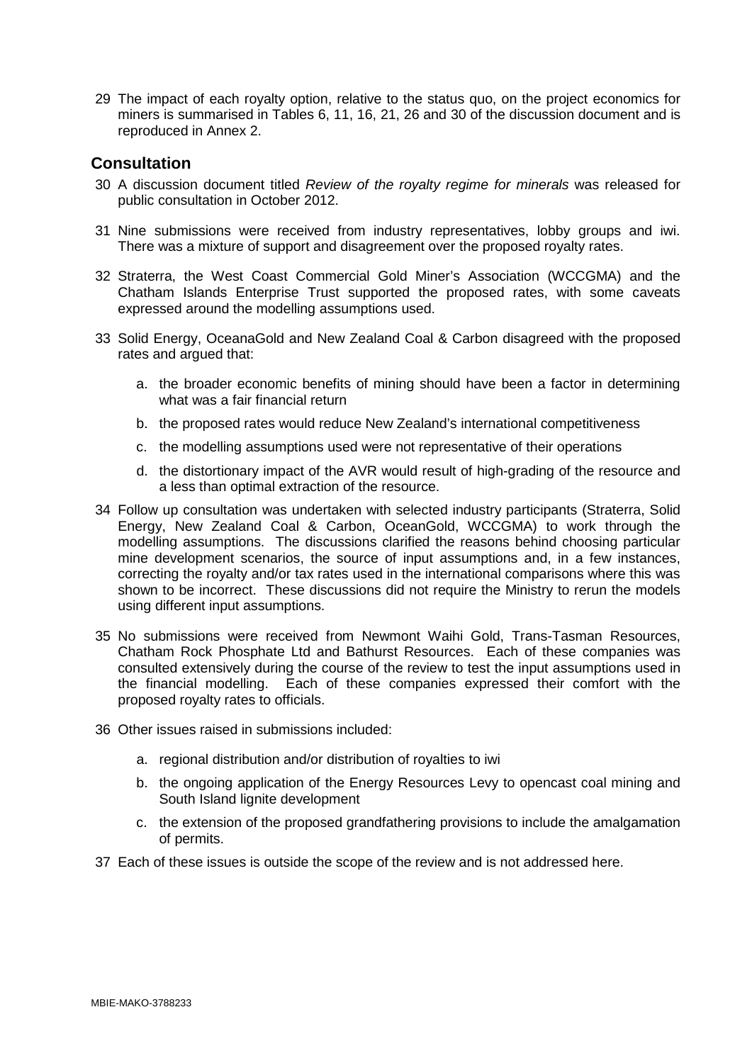29 The impact of each royalty option, relative to the status quo, on the project economics for miners is summarised in Tables 6, 11, 16, 21, 26 and 30 of the discussion document and is reproduced in Annex 2.

## Consultation

30 A discussion document titled *Review of the royalty regime for minerals* was released for public consultation in October 2012.

31 Nine submissions were received from industry representatives, lobby groups and iwi. There was a mixture of support and disagreement over the proposed royalty rates.

32 Straterra, the West Coast Commercial Gold Miner's Association (WCCGMA) and the Chatham Islands Enterprise Trust supported the proposed rates, with some caveats expressed around the modelling assumptions used.

33 Solid Energy, OceanaGold and New Zealand Coal & Carbon disagreed with the proposed rates and argued that:

  a. the broader economic benefits of mining should have been a factor in determining what was a fair financial return

  b. the proposed rates would reduce New Zealand's international competitiveness

  c. the modelling assumptions used were not representative of their operations

  d. the distortionary impact of the AVR would result of high-grading of the resource and a less than optimal extraction of the resource.

34 Follow up consultation was undertaken with selected industry participants (Straterra, Solid Energy, New Zealand Coal & Carbon, OceanGold, WCCGMA) to work through the modelling assumptions. The discussions clarified the reasons behind choosing particular mine development scenarios, the source of input assumptions and, in a few instances, correcting the royalty and/or tax rates used in the international comparisons where this was shown to be incorrect. These discussions did not require the Ministry to rerun the models using different input assumptions.

35 No submissions were received from Newmont Waihi Gold, Trans-Tasman Resources, Chatham Rock Phosphate Ltd and Bathurst Resources. Each of these companies was consulted extensively during the course of the review to test the input assumptions used in the financial modelling. Each of these companies expressed their comfort with the proposed royalty rates to officials.

36 Other issues raised in submissions included:

  a. regional distribution and/or distribution of royalties to iwi

  b. the ongoing application of the Energy Resources Levy to opencast coal mining and South Island lignite development

  c. the extension of the proposed grandfathering provisions to include the amalgamation of permits.

37 Each of these issues is outside the scope of the review and is not addressed here.

MBIE-MAKO-3788233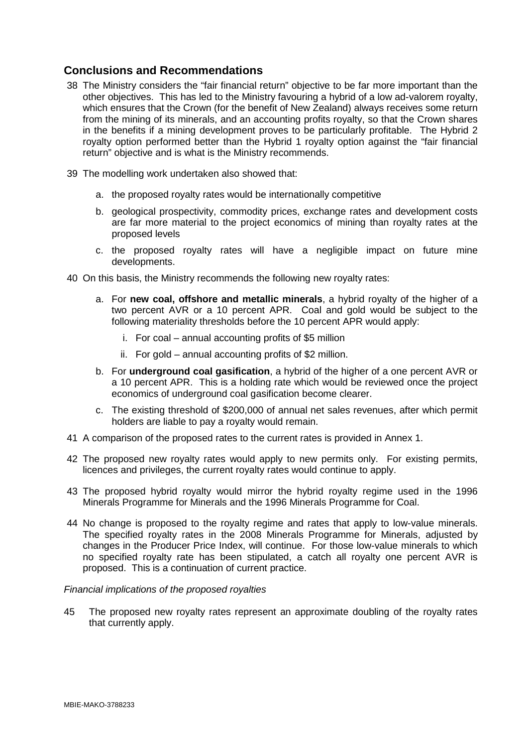## Conclusions and Recommendations

38 The Ministry considers the "fair financial return" objective to be far more important than the other objectives. This has led to the Ministry favouring a hybrid of a low ad-valorem royalty, which ensures that the Crown (for the benefit of New Zealand) always receives some return from the mining of its minerals, and an accounting profits royalty, so that the Crown shares in the benefits if a mining development proves to be particularly profitable. The Hybrid 2 royalty option performed better than the Hybrid 1 royalty option against the "fair financial return" objective and is what is the Ministry recommends.

39 The modelling work undertaken also showed that:

  a. the proposed royalty rates would be internationally competitive

  b. geological prospectivity, commodity prices, exchange rates and development costs are far more material to the project economics of mining than royalty rates at the proposed levels

  c. the proposed royalty rates will have a negligible impact on future mine developments.

40 On this basis, the Ministry recommends the following new royalty rates:

  a. For **new coal, offshore and metallic minerals**, a hybrid royalty of the higher of a two percent AVR or a 10 percent APR. Coal and gold would be subject to the following materiality thresholds before the 10 percent APR would apply:

    i. For coal – annual accounting profits of $5 million

    ii. For gold – annual accounting profits of $2 million.

  b. For **underground coal gasification**, a hybrid of the higher of a one percent AVR or a 10 percent APR. This is a holding rate which would be reviewed once the project economics of underground coal gasification become clearer.

  c. The existing threshold of $200,000 of annual net sales revenues, after which permit holders are liable to pay a royalty would remain.

41 A comparison of the proposed rates to the current rates is provided in Annex 1.

42 The proposed new royalty rates would apply to new permits only. For existing permits, licences and privileges, the current royalty rates would continue to apply.

43 The proposed hybrid royalty would mirror the hybrid royalty regime used in the 1996 Minerals Programme for Minerals and the 1996 Minerals Programme for Coal.

44 No change is proposed to the royalty regime and rates that apply to low-value minerals. The specified royalty rates in the 2008 Minerals Programme for Minerals, adjusted by changes in the Producer Price Index, will continue. For those low-value minerals to which no specified royalty rate has been stipulated, a catch all royalty one percent AVR is proposed. This is a continuation of current practice.

*Financial implications of the proposed royalties*

45 The proposed new royalty rates represent an approximate doubling of the royalty rates that currently apply.

MBIE-MAKO-3788233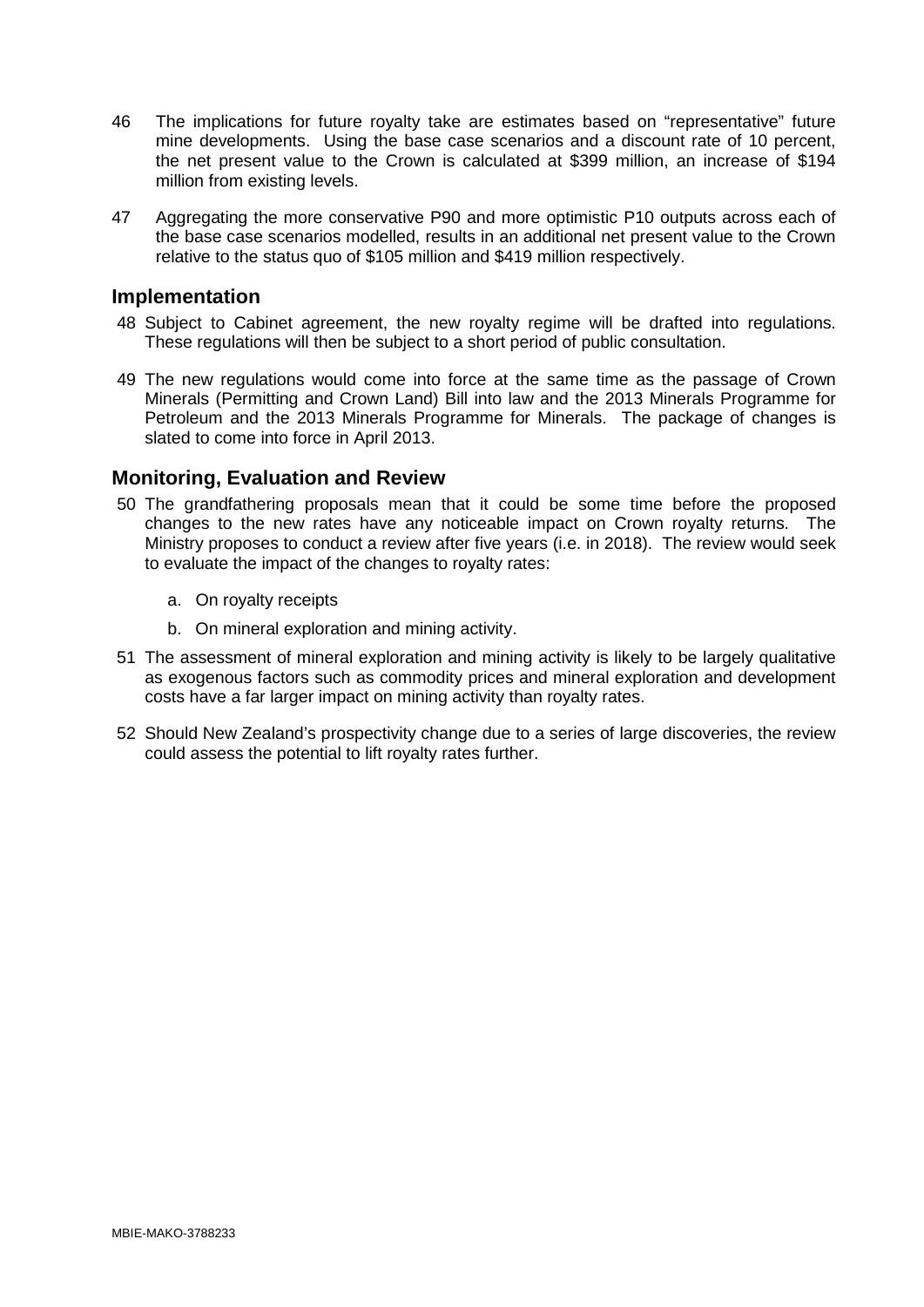46 The implications for future royalty take are estimates based on "representative" future mine developments. Using the base case scenarios and a discount rate of 10 percent, the net present value to the Crown is calculated at $399 million, an increase of $194 million from existing levels.

47 Aggregating the more conservative P90 and more optimistic P10 outputs across each of the base case scenarios modelled, results in an additional net present value to the Crown relative to the status quo of $105 million and $419 million respectively.

## Implementation

48 Subject to Cabinet agreement, the new royalty regime will be drafted into regulations. These regulations will then be subject to a short period of public consultation.

49 The new regulations would come into force at the same time as the passage of Crown Minerals (Permitting and Crown Land) Bill into law and the 2013 Minerals Programme for Petroleum and the 2013 Minerals Programme for Minerals. The package of changes is slated to come into force in April 2013.

## Monitoring, Evaluation and Review

50 The grandfathering proposals mean that it could be some time before the proposed changes to the new rates have any noticeable impact on Crown royalty returns. The Ministry proposes to conduct a review after five years (i.e. in 2018). The review would seek to evaluate the impact of the changes to royalty rates:

   a. On royalty receipts

   b. On mineral exploration and mining activity.

51 The assessment of mineral exploration and mining activity is likely to be largely qualitative as exogenous factors such as commodity prices and mineral exploration and development costs have a far larger impact on mining activity than royalty rates.

52 Should New Zealand's prospectivity change due to a series of large discoveries, the review could assess the potential to lift royalty rates further.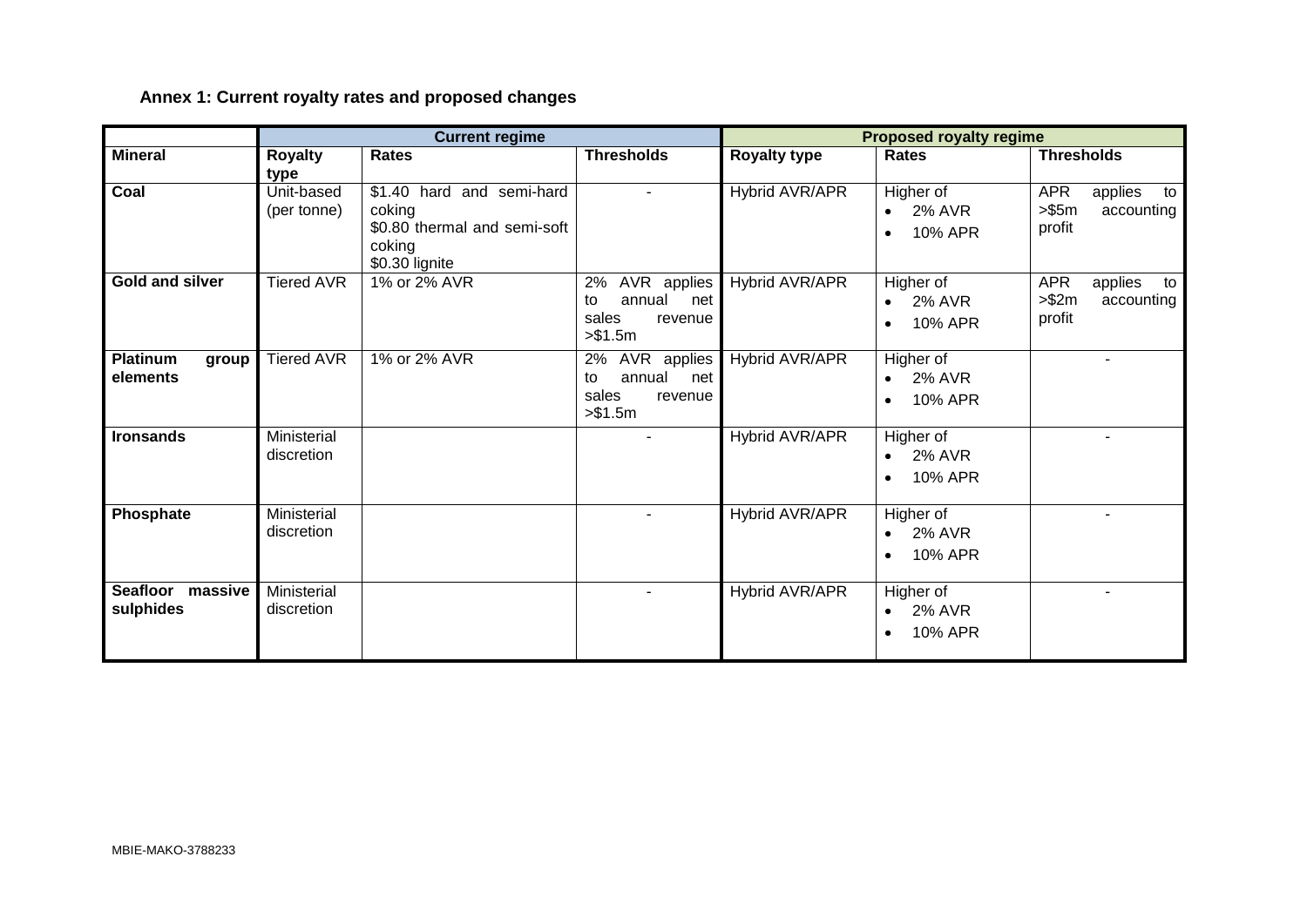### Annex 1: Current royalty rates and proposed changes

| | Current regime | | | Proposed royalty regime | | |
|---|---|---|---|---|---|---|
| **Mineral** | **Royalty type** | **Rates** | **Thresholds** | **Royalty type** | **Rates** | **Thresholds** |
| **Coal** | Unit-based (per tonne) | \$1.40 hard and semi-hard coking<br>\$0.80 thermal and semi-soft coking<br>\$0.30 lignite | - | Hybrid AVR/APR | Higher of<br>• 2% AVR<br>• 10% APR | APR applies to >\$5m accounting profit |
| **Gold and silver** | Tiered AVR | 1% or 2% AVR | 2% AVR applies to annual net sales revenue >\$1.5m | Hybrid AVR/APR | Higher of<br>• 2% AVR<br>• 10% APR | APR applies to >\$2m accounting profit |
| **Platinum group elements** | Tiered AVR | 1% or 2% AVR | 2% AVR applies to annual net sales revenue >\$1.5m | Hybrid AVR/APR | Higher of<br>• 2% AVR<br>• 10% APR | - |
| **Ironsands** | Ministerial discretion | | - | Hybrid AVR/APR | Higher of<br>• 2% AVR<br>• 10% APR | - |
| **Phosphate** | Ministerial discretion | | - | Hybrid AVR/APR | Higher of<br>• 2% AVR<br>• 10% APR | - |
| **Seafloor massive sulphides** | Ministerial discretion | | - | Hybrid AVR/APR | Higher of<br>• 2% AVR<br>• 10% APR | - |

MBIE-MAKO-3788233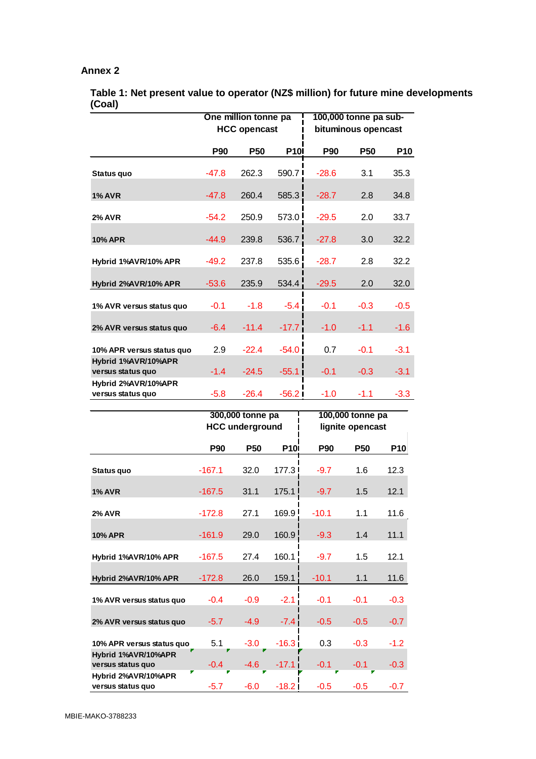## Annex 2

**Table 1: Net present value to operator (NZ$ million) for future mine developments (Coal)**

| | One million tonne pa HCC opencast | | | 100,000 tonne pa sub-bituminous opencast | | |
|---|---|---|---|---|---|---|
| | **P90** | **P50** | **P10** | **P90** | **P50** | **P10** |
| **Status quo** | -47.8 | 262.3 | 590.7 | -28.6 | 3.1 | 35.3 |
| **1% AVR** | -47.8 | 260.4 | 585.3 | -28.7 | 2.8 | 34.8 |
| **2% AVR** | -54.2 | 250.9 | 573.0 | -29.5 | 2.0 | 33.7 |
| **10% APR** | -44.9 | 239.8 | 536.7 | -27.8 | 3.0 | 32.2 |
| **Hybrid 1%AVR/10% APR** | -49.2 | 237.8 | 535.6 | -28.7 | 2.8 | 32.2 |
| **Hybrid 2%AVR/10% APR** | -53.6 | 235.9 | 534.4 | -29.5 | 2.0 | 32.0 |
| **1% AVR versus status quo** | -0.1 | -1.8 | -5.4 | -0.1 | -0.3 | -0.5 |
| **2% AVR versus status quo** | -6.4 | -11.4 | -17.7 | -1.0 | -1.1 | -1.6 |
| **10% APR versus status quo** | 2.9 | -22.4 | -54.0 | 0.7 | -0.1 | -3.1 |
| **Hybrid 1%AVR/10%APR versus status quo** | -1.4 | -24.5 | -55.1 | -0.1 | -0.3 | -3.1 |
| **Hybrid 2%AVR/10%APR versus status quo** | -5.8 | -26.4 | -56.2 | -1.0 | -1.1 | -3.3 |

| | 300,000 tonne pa HCC underground | | | 100,000 tonne pa lignite opencast | | |
|---|---|---|---|---|---|---|
| | **P90** | **P50** | **P10** | **P90** | **P50** | **P10** |
| **Status quo** | -167.1 | 32.0 | 177.3 | -9.7 | 1.6 | 12.3 |
| **1% AVR** | -167.5 | 31.1 | 175.1 | -9.7 | 1.5 | 12.1 |
| **2% AVR** | -172.8 | 27.1 | 169.9 | -10.1 | 1.1 | 11.6 |
| **10% APR** | -161.9 | 29.0 | 160.9 | -9.3 | 1.4 | 11.1 |
| **Hybrid 1%AVR/10% APR** | -167.5 | 27.4 | 160.1 | -9.7 | 1.5 | 12.1 |
| **Hybrid 2%AVR/10% APR** | -172.8 | 26.0 | 159.1 | -10.1 | 1.1 | 11.6 |
| **1% AVR versus status quo** | -0.4 | -0.9 | -2.1 | -0.1 | -0.1 | -0.3 |
| **2% AVR versus status quo** | -5.7 | -4.9 | -7.4 | -0.5 | -0.5 | -0.7 |
| **10% APR versus status quo** | 5.1 | -3.0 | -16.3 | 0.3 | -0.3 | -1.2 |
| **Hybrid 1%AVR/10%APR versus status quo** | -0.4 | -4.6 | -17.1 | -0.1 | -0.1 | -0.3 |
| **Hybrid 2%AVR/10%APR versus status quo** | -5.7 | -6.0 | -18.2 | -0.5 | -0.5 | -0.7 |

MBIE-MAKO-3788233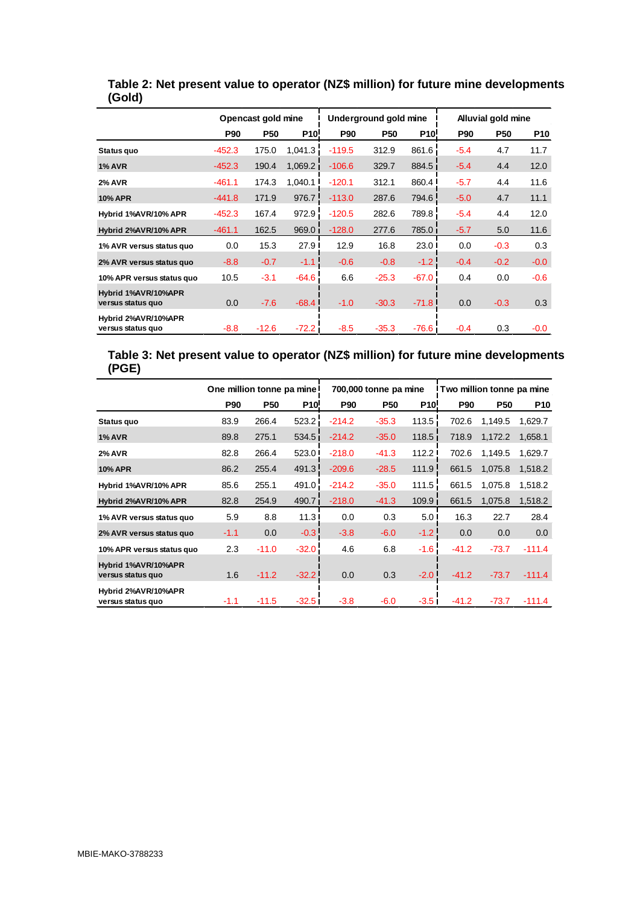## Table 2: Net present value to operator (NZ$ million) for future mine developments (Gold)

| | Opencast gold mine | | | Underground gold mine | | | Alluvial gold mine | | |
|---|---|---|---|---|---|---|---|---|---|
| | P90 | P50 | P10 | P90 | P50 | P10 | P90 | P50 | P10 |
| **Status quo** | -452.3 | 175.0 | 1,041.3 | -119.5 | 312.9 | 861.6 | -5.4 | 4.7 | 11.7 |
| **1% AVR** | -452.3 | 190.4 | 1,069.2 | -106.6 | 329.7 | 884.5 | -5.4 | 4.4 | 12.0 |
| **2% AVR** | -461.1 | 174.3 | 1,040.1 | -120.1 | 312.1 | 860.4 | -5.7 | 4.4 | 11.6 |
| **10% APR** | -441.8 | 171.9 | 976.7 | -113.0 | 287.6 | 794.6 | -5.0 | 4.7 | 11.1 |
| **Hybrid 1%AVR/10% APR** | -452.3 | 167.4 | 972.9 | -120.5 | 282.6 | 789.8 | -5.4 | 4.4 | 12.0 |
| **Hybrid 2%AVR/10% APR** | -461.1 | 162.5 | 969.0 | -128.0 | 277.6 | 785.0 | -5.7 | 5.0 | 11.6 |
| **1% AVR versus status quo** | 0.0 | 15.3 | 27.9 | 12.9 | 16.8 | 23.0 | 0.0 | -0.3 | 0.3 |
| **2% AVR versus status quo** | -8.8 | -0.7 | -1.1 | -0.6 | -0.8 | -1.2 | -0.4 | -0.2 | -0.0 |
| **10% APR versus status quo** | 10.5 | -3.1 | -64.6 | 6.6 | -25.3 | -67.0 | 0.4 | 0.0 | -0.6 |
| **Hybrid 1%AVR/10%APR versus status quo** | 0.0 | -7.6 | -68.4 | -1.0 | -30.3 | -71.8 | 0.0 | -0.3 | 0.3 |
| **Hybrid 2%AVR/10%APR versus status quo** | -8.8 | -12.6 | -72.2 | -8.5 | -35.3 | -76.6 | -0.4 | 0.3 | -0.0 |

## Table 3: Net present value to operator (NZ$ million) for future mine developments (PGE)

| | One million tonne pa mine | | | 700,000 tonne pa mine | | | Two million tonne pa mine | | |
|---|---|---|---|---|---|---|---|---|---|
| | P90 | P50 | P10 | P90 | P50 | P10 | P90 | P50 | P10 |
| **Status quo** | 83.9 | 266.4 | 523.2 | -214.2 | -35.3 | 113.5 | 702.6 | 1,149.5 | 1,629.7 |
| **1% AVR** | 89.8 | 275.1 | 534.5 | -214.2 | -35.0 | 118.5 | 718.9 | 1,172.2 | 1,658.1 |
| **2% AVR** | 82.8 | 266.4 | 523.0 | -218.0 | -41.3 | 112.2 | 702.6 | 1,149.5 | 1,629.7 |
| **10% APR** | 86.2 | 255.4 | 491.3 | -209.6 | -28.5 | 111.9 | 661.5 | 1,075.8 | 1,518.2 |
| **Hybrid 1%AVR/10% APR** | 85.6 | 255.1 | 491.0 | -214.2 | -35.0 | 111.5 | 661.5 | 1,075.8 | 1,518.2 |
| **Hybrid 2%AVR/10% APR** | 82.8 | 254.9 | 490.7 | -218.0 | -41.3 | 109.9 | 661.5 | 1,075.8 | 1,518.2 |
| **1% AVR versus status quo** | 5.9 | 8.8 | 11.3 | 0.0 | 0.3 | 5.0 | 16.3 | 22.7 | 28.4 |
| **2% AVR versus status quo** | -1.1 | 0.0 | -0.3 | -3.8 | -6.0 | -1.2 | 0.0 | 0.0 | 0.0 |
| **10% APR versus status quo** | 2.3 | -11.0 | -32.0 | 4.6 | 6.8 | -1.6 | -41.2 | -73.7 | -111.4 |
| **Hybrid 1%AVR/10%APR versus status quo** | 1.6 | -11.2 | -32.2 | 0.0 | 0.3 | -2.0 | -41.2 | -73.7 | -111.4 |
| **Hybrid 2%AVR/10%APR versus status quo** | -1.1 | -11.5 | -32.5 | -3.8 | -6.0 | -3.5 | -41.2 | -73.7 | -111.4 |

MBIE-MAKO-3788233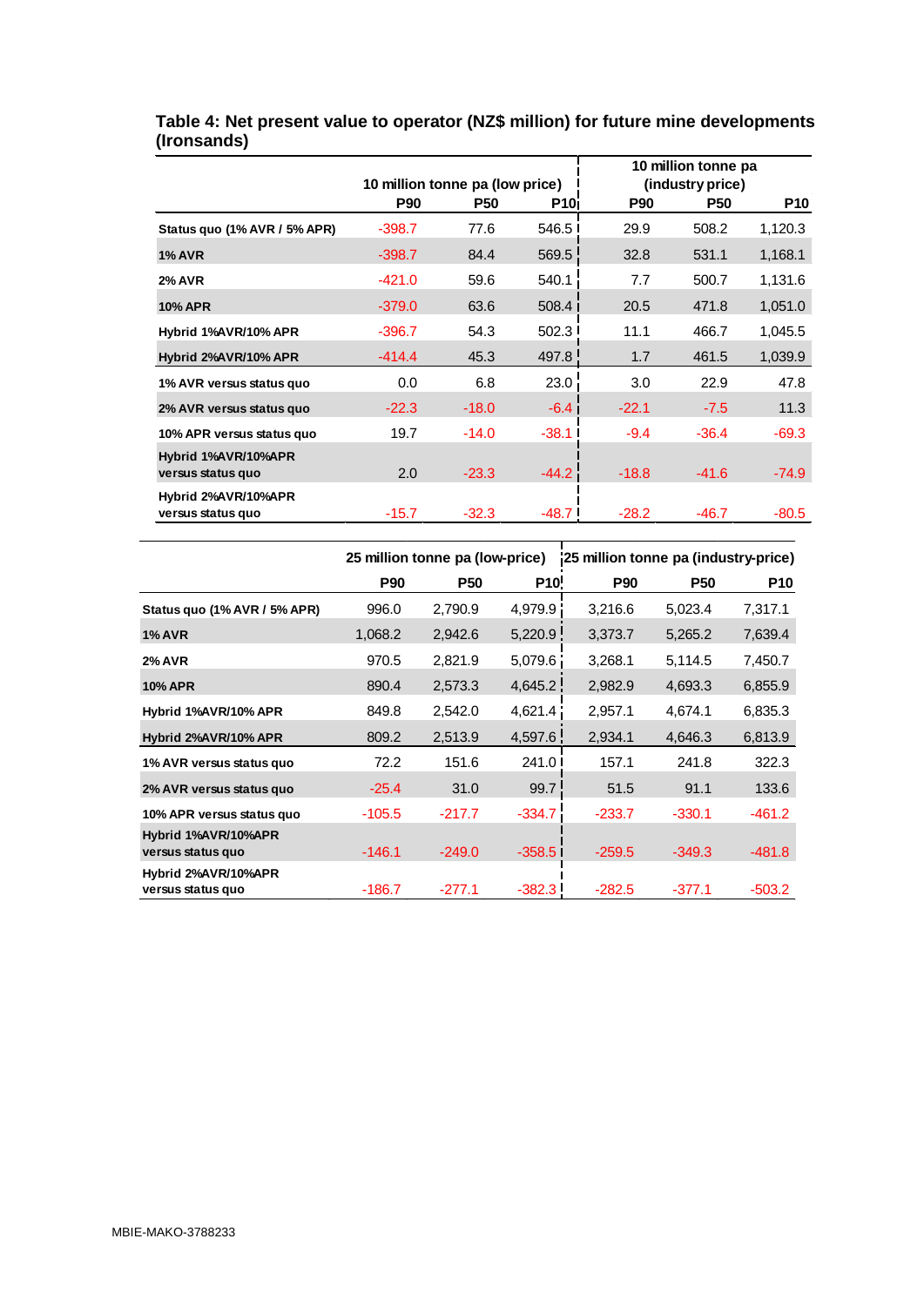**Table 4: Net present value to operator (NZ$ million) for future mine developments (Ironsands)**

| | 10 million tonne pa (low price) | | | 10 million tonne pa (industry price) | | |
|---|---|---|---|---|---|---|
| | P90 | P50 | P10 | P90 | P50 | P10 |
| Status quo (1% AVR / 5% APR) | -398.7 | 77.6 | 546.5 | 29.9 | 508.2 | 1,120.3 |
| 1% AVR | -398.7 | 84.4 | 569.5 | 32.8 | 531.1 | 1,168.1 |
| 2% AVR | -421.0 | 59.6 | 540.1 | 7.7 | 500.7 | 1,131.6 |
| 10% APR | -379.0 | 63.6 | 508.4 | 20.5 | 471.8 | 1,051.0 |
| Hybrid 1%AVR/10% APR | -396.7 | 54.3 | 502.3 | 11.1 | 466.7 | 1,045.5 |
| Hybrid 2%AVR/10% APR | -414.4 | 45.3 | 497.8 | 1.7 | 461.5 | 1,039.9 |
| 1% AVR versus status quo | 0.0 | 6.8 | 23.0 | 3.0 | 22.9 | 47.8 |
| 2% AVR versus status quo | -22.3 | -18.0 | -6.4 | -22.1 | -7.5 | 11.3 |
| 10% APR versus status quo | 19.7 | -14.0 | -38.1 | -9.4 | -36.4 | -69.3 |
| Hybrid 1%AVR/10%APR versus status quo | 2.0 | -23.3 | -44.2 | -18.8 | -41.6 | -74.9 |
| Hybrid 2%AVR/10%APR versus status quo | -15.7 | -32.3 | -48.7 | -28.2 | -46.7 | -80.5 |

| | 25 million tonne pa (low-price) | | | 25 million tonne pa (industry-price) | | |
|---|---|---|---|---|---|---|
| | P90 | P50 | P10 | P90 | P50 | P10 |
| Status quo (1% AVR / 5% APR) | 996.0 | 2,790.9 | 4,979.9 | 3,216.6 | 5,023.4 | 7,317.1 |
| 1% AVR | 1,068.2 | 2,942.6 | 5,220.9 | 3,373.7 | 5,265.2 | 7,639.4 |
| 2% AVR | 970.5 | 2,821.9 | 5,079.6 | 3,268.1 | 5,114.5 | 7,450.7 |
| 10% APR | 890.4 | 2,573.3 | 4,645.2 | 2,982.9 | 4,693.3 | 6,855.9 |
| Hybrid 1%AVR/10% APR | 849.8 | 2,542.0 | 4,621.4 | 2,957.1 | 4,674.1 | 6,835.3 |
| Hybrid 2%AVR/10% APR | 809.2 | 2,513.9 | 4,597.6 | 2,934.1 | 4,646.3 | 6,813.9 |
| 1% AVR versus status quo | 72.2 | 151.6 | 241.0 | 157.1 | 241.8 | 322.3 |
| 2% AVR versus status quo | -25.4 | 31.0 | 99.7 | 51.5 | 91.1 | 133.6 |
| 10% APR versus status quo | -105.5 | -217.7 | -334.7 | -233.7 | -330.1 | -461.2 |
| Hybrid 1%AVR/10%APR versus status quo | -146.1 | -249.0 | -358.5 | -259.5 | -349.3 | -481.8 |
| Hybrid 2%AVR/10%APR versus status quo | -186.7 | -277.1 | -382.3 | -282.5 | -377.1 | -503.2 |

MBIE-MAKO-3788233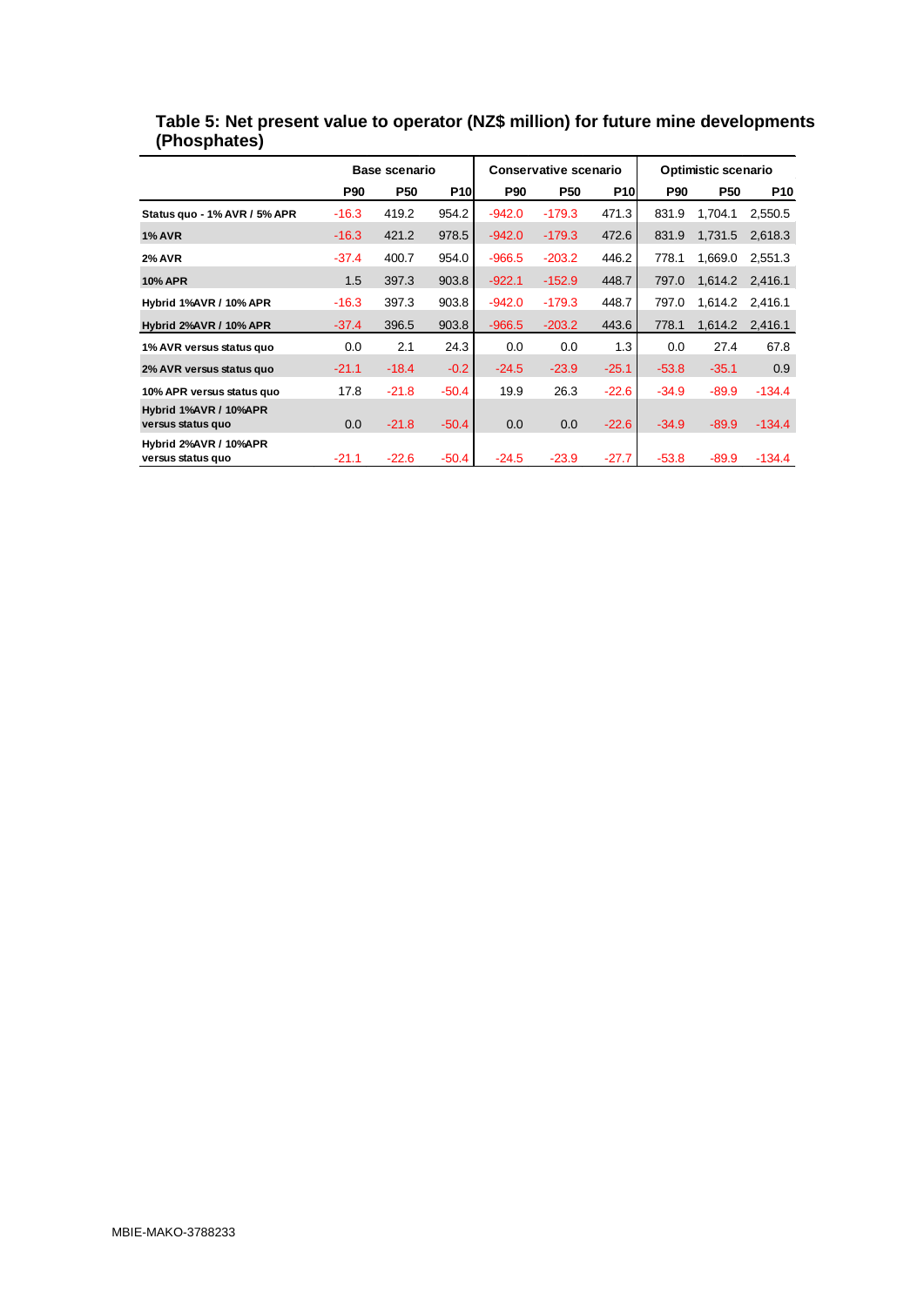**Table 5: Net present value to operator (NZ$ million) for future mine developments (Phosphates)**

| | Base scenario | | | Conservative scenario | | | Optimistic scenario | | |
|---|---|---|---|---|---|---|---|---|---|
| | P90 | P50 | P10 | P90 | P50 | P10 | P90 | P50 | P10 |
| **Status quo - 1% AVR / 5% APR** | -16.3 | 419.2 | 954.2 | -942.0 | -179.3 | 471.3 | 831.9 | 1,704.1 | 2,550.5 |
| **1% AVR** | -16.3 | 421.2 | 978.5 | -942.0 | -179.3 | 472.6 | 831.9 | 1,731.5 | 2,618.3 |
| **2% AVR** | -37.4 | 400.7 | 954.0 | -966.5 | -203.2 | 446.2 | 778.1 | 1,669.0 | 2,551.3 |
| **10% APR** | 1.5 | 397.3 | 903.8 | -922.1 | -152.9 | 448.7 | 797.0 | 1,614.2 | 2,416.1 |
| **Hybrid 1%AVR / 10% APR** | -16.3 | 397.3 | 903.8 | -942.0 | -179.3 | 448.7 | 797.0 | 1,614.2 | 2,416.1 |
| **Hybrid 2%AVR / 10% APR** | -37.4 | 396.5 | 903.8 | -966.5 | -203.2 | 443.6 | 778.1 | 1,614.2 | 2,416.1 |
| **1% AVR versus status quo** | 0.0 | 2.1 | 24.3 | 0.0 | 0.0 | 1.3 | 0.0 | 27.4 | 67.8 |
| **2% AVR versus status quo** | -21.1 | -18.4 | -0.2 | -24.5 | -23.9 | -25.1 | -53.8 | -35.1 | 0.9 |
| **10% APR versus status quo** | 17.8 | -21.8 | -50.4 | 19.9 | 26.3 | -22.6 | -34.9 | -89.9 | -134.4 |
| **Hybrid 1%AVR / 10%APR versus status quo** | 0.0 | -21.8 | -50.4 | 0.0 | 0.0 | -22.6 | -34.9 | -89.9 | -134.4 |
| **Hybrid 2%AVR / 10%APR versus status quo** | -21.1 | -22.6 | -50.4 | -24.5 | -23.9 | -27.7 | -53.8 | -89.9 | -134.4 |

MBIE-MAKO-3788233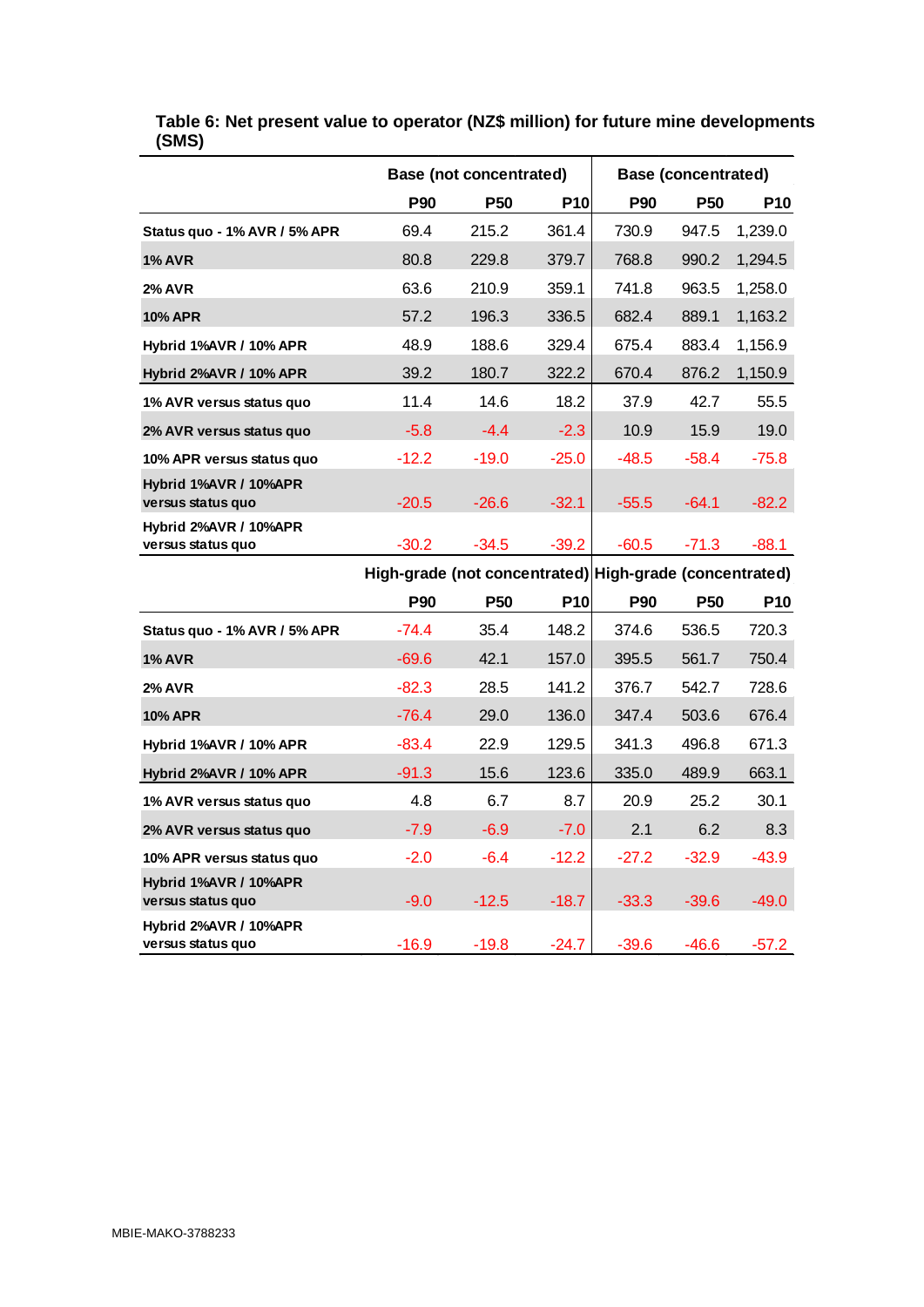**Table 6: Net present value to operator (NZ$ million) for future mine developments (SMS)**

| | Base (not concentrated) | | | Base (concentrated) | | |
|---|---|---|---|---|---|---|
| | P90 | P50 | P10 | P90 | P50 | P10 |
| Status quo - 1% AVR / 5% APR | 69.4 | 215.2 | 361.4 | 730.9 | 947.5 | 1,239.0 |
| 1% AVR | 80.8 | 229.8 | 379.7 | 768.8 | 990.2 | 1,294.5 |
| 2% AVR | 63.6 | 210.9 | 359.1 | 741.8 | 963.5 | 1,258.0 |
| 10% APR | 57.2 | 196.3 | 336.5 | 682.4 | 889.1 | 1,163.2 |
| Hybrid 1%AVR / 10% APR | 48.9 | 188.6 | 329.4 | 675.4 | 883.4 | 1,156.9 |
| Hybrid 2%AVR / 10% APR | 39.2 | 180.7 | 322.2 | 670.4 | 876.2 | 1,150.9 |
| 1% AVR versus status quo | 11.4 | 14.6 | 18.2 | 37.9 | 42.7 | 55.5 |
| 2% AVR versus status quo | -5.8 | -4.4 | -2.3 | 10.9 | 15.9 | 19.0 |
| 10% APR versus status quo | -12.2 | -19.0 | -25.0 | -48.5 | -58.4 | -75.8 |
| Hybrid 1%AVR / 10%APR versus status quo | -20.5 | -26.6 | -32.1 | -55.5 | -64.1 | -82.2 |
| Hybrid 2%AVR / 10%APR versus status quo | -30.2 | -34.5 | -39.2 | -60.5 | -71.3 | -88.1 |
| | **High-grade (not concentrated)** | | | **High-grade (concentrated)** | | |
| | **P90** | **P50** | **P10** | **P90** | **P50** | **P10** |
| Status quo - 1% AVR / 5% APR | -74.4 | 35.4 | 148.2 | 374.6 | 536.5 | 720.3 |
| 1% AVR | -69.6 | 42.1 | 157.0 | 395.5 | 561.7 | 750.4 |
| 2% AVR | -82.3 | 28.5 | 141.2 | 376.7 | 542.7 | 728.6 |
| 10% APR | -76.4 | 29.0 | 136.0 | 347.4 | 503.6 | 676.4 |
| Hybrid 1%AVR / 10% APR | -83.4 | 22.9 | 129.5 | 341.3 | 496.8 | 671.3 |
| Hybrid 2%AVR / 10% APR | -91.3 | 15.6 | 123.6 | 335.0 | 489.9 | 663.1 |
| 1% AVR versus status quo | 4.8 | 6.7 | 8.7 | 20.9 | 25.2 | 30.1 |
| 2% AVR versus status quo | -7.9 | -6.9 | -7.0 | 2.1 | 6.2 | 8.3 |
| 10% APR versus status quo | -2.0 | -6.4 | -12.2 | -27.2 | -32.9 | -43.9 |
| Hybrid 1%AVR / 10%APR versus status quo | -9.0 | -12.5 | -18.7 | -33.3 | -39.6 | -49.0 |
| Hybrid 2%AVR / 10%APR versus status quo | -16.9 | -19.8 | -24.7 | -39.6 | -46.6 | -57.2 |

MBIE-MAKO-3788233